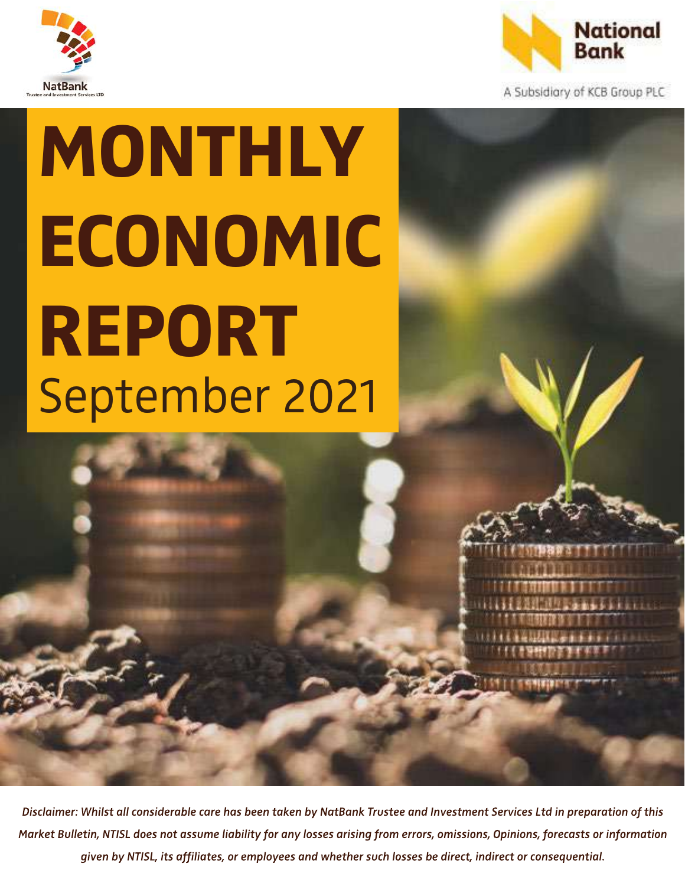NatBank

Trustee and Investment Services LTD

National Bank

A Subsidiary of KCB Group PLC

# MONTHLY ECONOMIC REPORT

September 2021

*Disclaimer: Whilst all considerable care has been taken by NatBank Trustee and Investment Services Ltd in preparation of this Market Bulletin, NTISL does not assume liability for any losses arising from errors, omissions, Opinions, forecasts or information given by NTISL, its affiliates, or employees and whether such losses be direct, indirect or consequential.*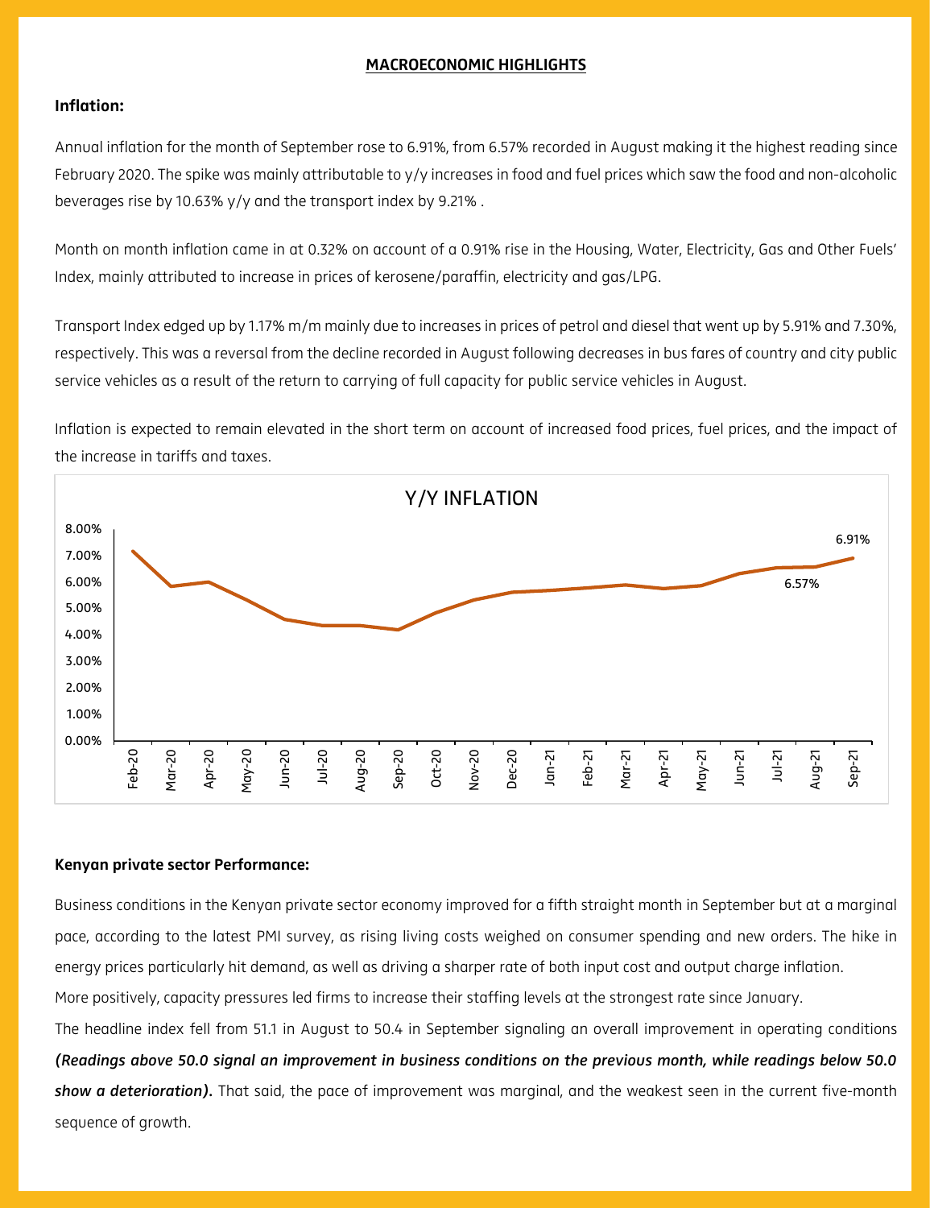## MACROECONOMIC HIGHLIGHTS

### Inflation:

Annual inflation for the month of September rose to 6.91%, from 6.57% recorded in August making it the highest reading since February 2020. The spike was mainly attributable to y/y increases in food and fuel prices which saw the food and non-alcoholic beverages rise by 10.63% y/y and the transport index by 9.21% .

Month on month inflation came in at 0.32% on account of a 0.91% rise in the Housing, Water, Electricity, Gas and Other Fuels' Index, mainly attributed to increase in prices of kerosene/paraffin, electricity and gas/LPG.

Transport Index edged up by 1.17% m/m mainly due to increases in prices of petrol and diesel that went up by 5.91% and 7.30%, respectively. This was a reversal from the decline recorded in August following decreases in bus fares of country and city public service vehicles as a result of the return to carrying of full capacity for public service vehicles in August.

Inflation is expected to remain elevated in the short term on account of increased food prices, fuel prices, and the impact of the increase in tariffs and taxes.

Y/Y INFLATION

### Kenyan private sector Performance:

Business conditions in the Kenyan private sector economy improved for a fifth straight month in September but at a marginal pace, according to the latest PMI survey, as rising living costs weighed on consumer spending and new orders. The hike in energy prices particularly hit demand, as well as driving a sharper rate of both input cost and output charge inflation.

More positively, capacity pressures led firms to increase their staffing levels at the strongest rate since January.

The headline index fell from 51.1 in August to 50.4 in September signaling an overall improvement in operating conditions ***(Readings above 50.0 signal an improvement in business conditions on the previous month, while readings below 50.0 show a deterioration).*** That said, the pace of improvement was marginal, and the weakest seen in the current five-month sequence of growth.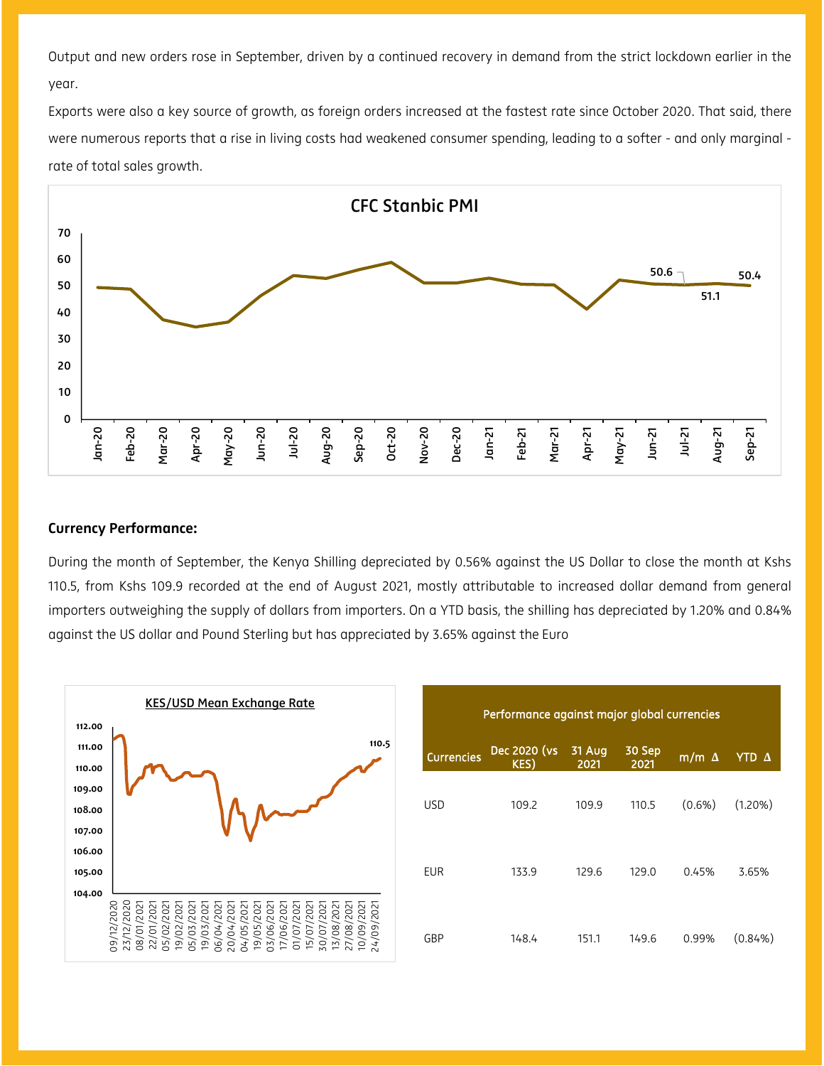Output and new orders rose in September, driven by a continued recovery in demand from the strict lockdown earlier in the year.

Exports were also a key source of growth, as foreign orders increased at the fastest rate since October 2020. That said, there were numerous reports that a rise in living costs had weakened consumer spending, leading to a softer - and only marginal - rate of total sales growth.

**Currency Performance:**

During the month of September, the Kenya Shilling depreciated by 0.56% against the US Dollar to close the month at Kshs 110.5, from Kshs 109.9 recorded at the end of August 2021, mostly attributable to increased dollar demand from general importers outweighing the supply of dollars from importers. On a YTD basis, the shilling has depreciated by 1.20% and 0.84% against the US dollar and Pound Sterling but has appreciated by 3.65% against the Euro

Performance against major global currencies

| Currencies | Dec 2020 (vs KES) | 31 Aug 2021 | 30 Sep 2021 | m/m Δ | YTD Δ |
|---|---|---|---|---|---|
| USD | 109.2 | 109.9 | 110.5 | (0.6%) | (1.20%) |
| EUR | 133.9 | 129.6 | 129.0 | 0.45% | 3.65% |
| GBP | 148.4 | 151.1 | 149.6 | 0.99% | (0.84%) |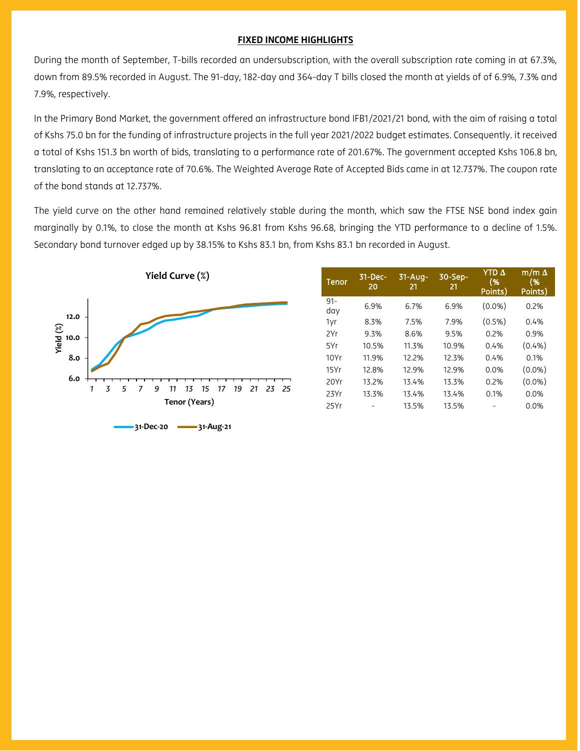## FIXED INCOME HIGHLIGHTS

During the month of September, T-bills recorded an undersubscription, with the overall subscription rate coming in at 67.3%, down from 89.5% recorded in August. The 91-day, 182-day and 364-day T bills closed the month at yields of of 6.9%, 7.3% and 7.9%, respectively.

In the Primary Bond Market, the government offered an infrastructure bond IFB1/2021/21 bond, with the aim of raising a total of Kshs 75.0 bn for the funding of infrastructure projects in the full year 2021/2022 budget estimates. Consequently. it received a total of Kshs 151.3 bn worth of bids, translating to a performance rate of 201.67%. The government accepted Kshs 106.8 bn, translating to an acceptance rate of 70.6%. The Weighted Average Rate of Accepted Bids came in at 12.737%. The coupon rate of the bond stands at 12.737%.

The yield curve on the other hand remained relatively stable during the month, which saw the FTSE NSE bond index gain marginally by 0.1%, to close the month at Kshs 96.81 from Kshs 96.68, bringing the YTD performance to a decline of 1.5%. Secondary bond turnover edged up by 38.15% to Kshs 83.1 bn, from Kshs 83.1 bn recorded in August.

**Yield Curve (%)**

| Tenor | 31-Dec-20 | 31-Aug-21 | 30-Sep-21 | YTD Δ (% Points) | m/m Δ (% Points) |
|---|---|---|---|---|---|
| 91-day | 6.9% | 6.7% | 6.9% | (0.0%) | 0.2% |
| 1yr | 8.3% | 7.5% | 7.9% | (0.5%) | 0.4% |
| 2Yr | 9.3% | 8.6% | 9.5% | 0.2% | 0.9% |
| 5Yr | 10.5% | 11.3% | 10.9% | 0.4% | (0.4%) |
| 10Yr | 11.9% | 12.2% | 12.3% | 0.4% | 0.1% |
| 15Yr | 12.8% | 12.9% | 12.9% | 0.0% | (0.0%) |
| 20Yr | 13.2% | 13.4% | 13.3% | 0.2% | (0.0%) |
| 23Yr | 13.3% | 13.4% | 13.4% | 0.1% | 0.0% |
| 25Yr | - | 13.5% | 13.5% | - | 0.0% |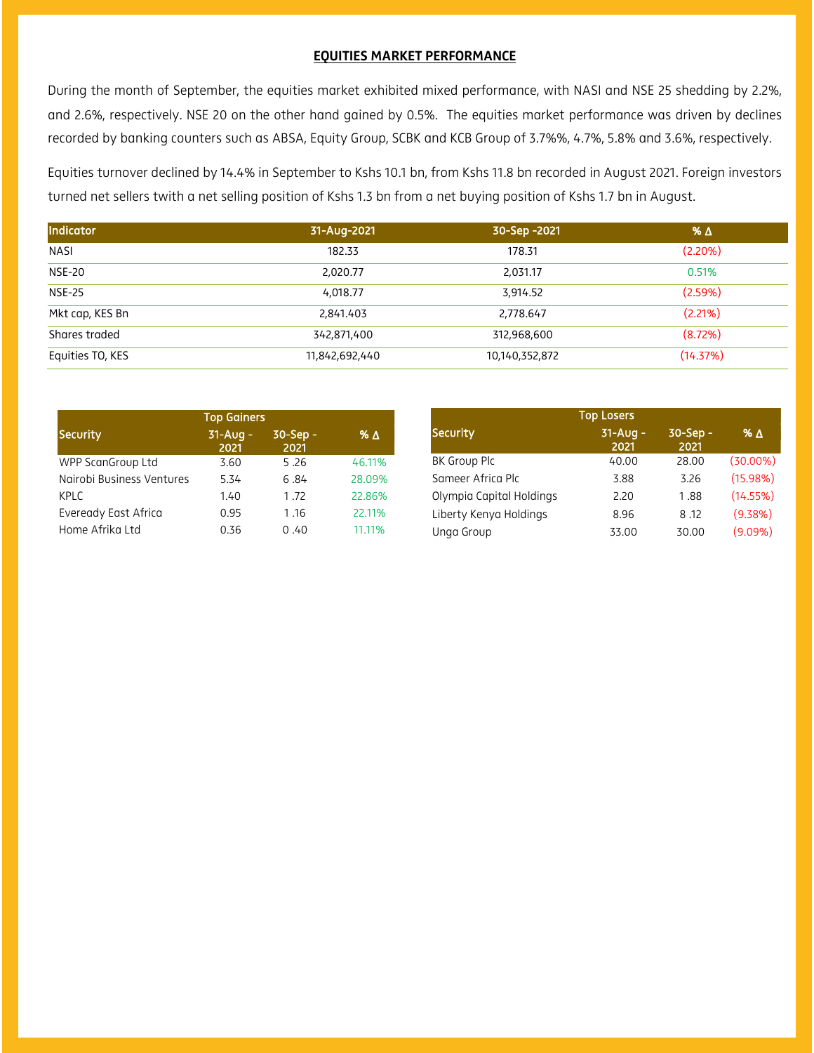## EQUITIES MARKET PERFORMANCE

During the month of September, the equities market exhibited mixed performance, with NASI and NSE 25 shedding by 2.2%, and 2.6%, respectively. NSE 20 on the other hand gained by 0.5%. The equities market performance was driven by declines recorded by banking counters such as ABSA, Equity Group, SCBK and KCB Group of 3.7%%, 4.7%, 5.8% and 3.6%, respectively.

Equities turnover declined by 14.4% in September to Kshs 10.1 bn, from Kshs 11.8 bn recorded in August 2021. Foreign investors turned net sellers twith a net selling position of Kshs 1.3 bn from a net buying position of Kshs 1.7 bn in August.

| Indicator | 31-Aug-2021 | 30-Sep -2021 | % Δ |
|---|---|---|---|
| NASI | 182.33 | 178.31 | (2.20%) |
| NSE-20 | 2,020.77 | 2,031.17 | 0.51% |
| NSE-25 | 4,018.77 | 3,914.52 | (2.59%) |
| Mkt cap, KES Bn | 2,841.403 | 2,778.647 | (2.21%) |
| Shares traded | 342,871,400 | 312,968,600 | (8.72%) |
| Equities TO, KES | 11,842,692,440 | 10,140,352,872 | (14.37%) |

| Top Gainers | | | |
|---|---|---|---|
| Security | 31-Aug - 2021 | 30-Sep - 2021 | % Δ |
| WPP ScanGroup Ltd | 3.60 | 5.26 | 46.11% |
| Nairobi Business Ventures | 5.34 | 6.84 | 28.09% |
| KPLC | 1.40 | 1.72 | 22.86% |
| Eveready East Africa | 0.95 | 1.16 | 22.11% |
| Home Afrika Ltd | 0.36 | 0.40 | 11.11% |

| Top Losers | | | |
|---|---|---|---|
| Security | 31-Aug - 2021 | 30-Sep - 2021 | % Δ |
| BK Group Plc | 40.00 | 28.00 | (30.00%) |
| Sameer Africa Plc | 3.88 | 3.26 | (15.98%) |
| Olympia Capital Holdings | 2.20 | 1.88 | (14.55%) |
| Liberty Kenya Holdings | 8.96 | 8.12 | (9.38%) |
| Unga Group | 33.00 | 30.00 | (9.09%) |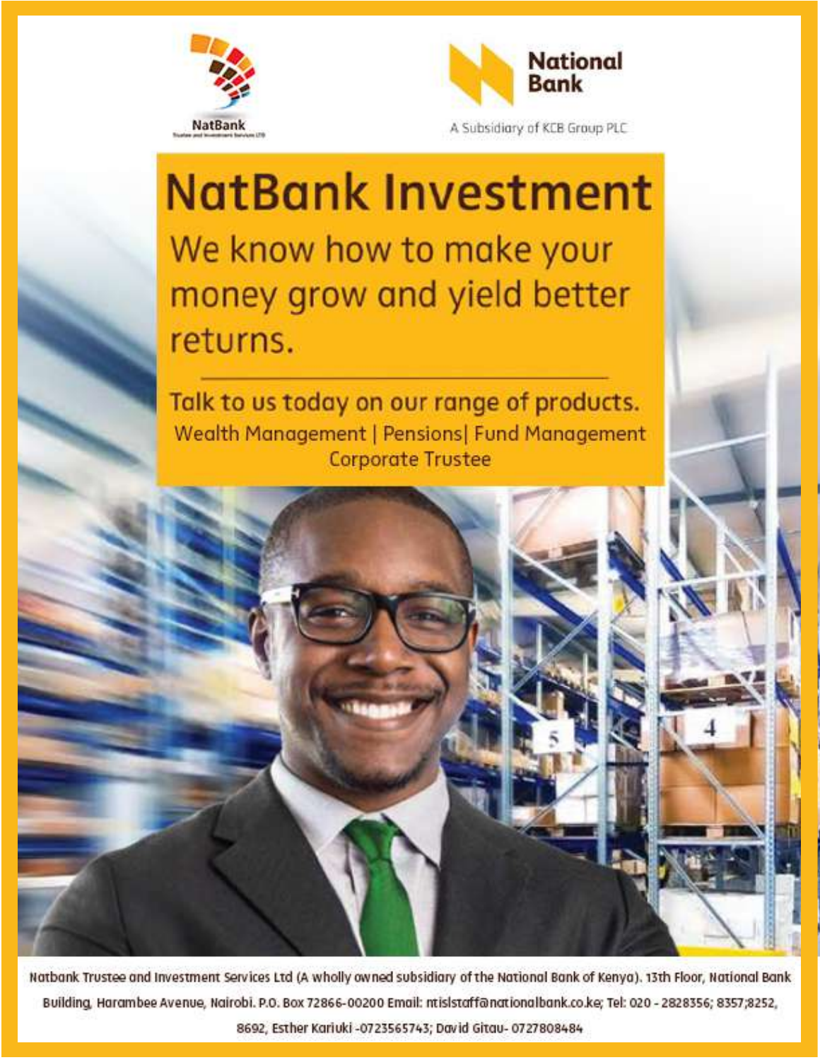NatBank

National Bank

A Subsidiary of KCB Group PLC

# NatBank Investment

We know how to make your money grow and yield better returns.

---

**Talk to us today on our range of products.**

Wealth Management | Pensions| Fund Management
Corporate Trustee

Natbank Trustee and Investment Services Ltd (A wholly owned subsidiary of the National Bank of Kenya). 13th Floor, National Bank Building, Harambee Avenue, Nairobi. P.O. Box 72866-00200 Email: ntislstaff@nationalbank.co.ke; Tel: 020 - 2828356; 8357;8252, 8692, Esther Kariuki -0723565743; David Gitau- 0727808484